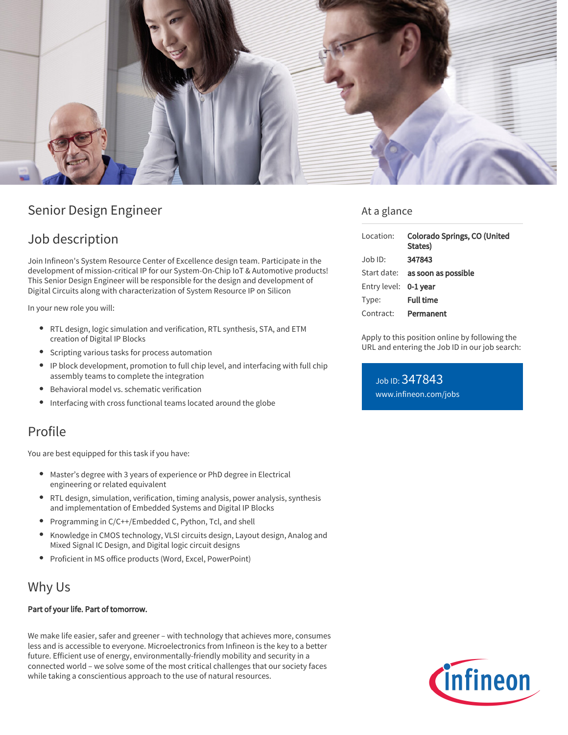# Senior Design Engineer

## Job description

Join Infineon's System Resource Center of Excellence design team. Participate in the development of mission-critical IP for our System-On-Chip IoT & Automotive products! This Senior Design Engineer will be responsible for the design and development of Digital Circuits along with characterization of System Resource IP on Silicon

In your new role you will:

- RTL design, logic simulation and verification, RTL synthesis, STA, and ETM creation of Digital IP Blocks
- Scripting various tasks for process automation
- IP block development, promotion to full chip level, and interfacing with full chip assembly teams to complete the integration
- Behavioral model vs. schematic verification
- Interfacing with cross functional teams located around the globe

## Profile

You are best equipped for this task if you have:

- Master's degree with 3 years of experience or PhD degree in Electrical engineering or related equivalent
- RTL design, simulation, verification, timing analysis, power analysis, synthesis and implementation of Embedded Systems and Digital IP Blocks
- Programming in C/C++/Embedded C, Python, Tcl, and shell
- Knowledge in CMOS technology, VLSI circuits design, Layout design, Analog and Mixed Signal IC Design, and Digital logic circuit designs
- Proficient in MS office products (Word, Excel, PowerPoint)

## Why Us

**Part of your life. Part of tomorrow.**

We make life easier, safer and greener – with technology that achieves more, consumes less and is accessible to everyone. Microelectronics from Infineon is the key to a better future. Efficient use of energy, environmentally-friendly mobility and security in a connected world – we solve some of the most critical challenges that our society faces while taking a conscientious approach to the use of natural resources.

## At a glance

| | |
|---|---|
| Location: | **Colorado Springs, CO (United States)** |
| Job ID: | **347843** |
| Start date: | **as soon as possible** |
| Entry level: | **0-1 year** |
| Type: | **Full time** |
| Contract: | **Permanent** |

Apply to this position online by following the URL and entering the Job ID in our job search:

Job ID: 347843
www.infineon.com/jobs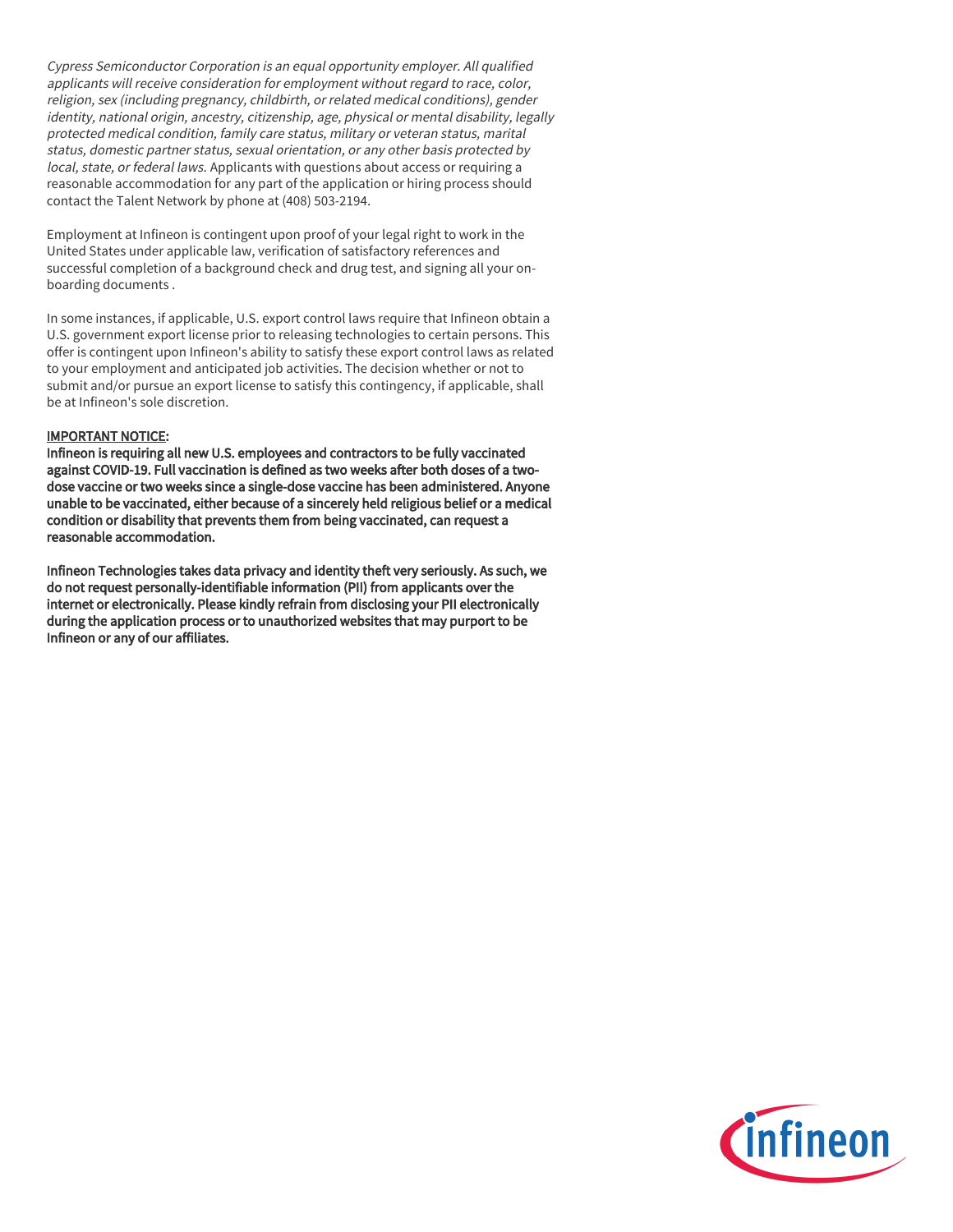*Cypress Semiconductor Corporation is an equal opportunity employer. All qualified applicants will receive consideration for employment without regard to race, color, religion, sex (including pregnancy, childbirth, or related medical conditions), gender identity, national origin, ancestry, citizenship, age, physical or mental disability, legally protected medical condition, family care status, military or veteran status, marital status, domestic partner status, sexual orientation, or any other basis protected by local, state, or federal laws.* Applicants with questions about access or requiring a reasonable accommodation for any part of the application or hiring process should contact the Talent Network by phone at (408) 503-2194.

Employment at Infineon is contingent upon proof of your legal right to work in the United States under applicable law, verification of satisfactory references and successful completion of a background check and drug test, and signing all your on-boarding documents .

In some instances, if applicable, U.S. export control laws require that Infineon obtain a U.S. government export license prior to releasing technologies to certain persons. This offer is contingent upon Infineon's ability to satisfy these export control laws as related to your employment and anticipated job activities. The decision whether or not to submit and/or pursue an export license to satisfy this contingency, if applicable, shall be at Infineon's sole discretion.

**IMPORTANT NOTICE:**
**Infineon is requiring all new U.S. employees and contractors to be fully vaccinated against COVID-19. Full vaccination is defined as two weeks after both doses of a two-dose vaccine or two weeks since a single-dose vaccine has been administered. Anyone unable to be vaccinated, either because of a sincerely held religious belief or a medical condition or disability that prevents them from being vaccinated, can request a reasonable accommodation.**

**Infineon Technologies takes data privacy and identity theft very seriously. As such, we do not request personally-identifiable information (PII) from applicants over the internet or electronically. Please kindly refrain from disclosing your PII electronically during the application process or to unauthorized websites that may purport to be Infineon or any of our affiliates.**